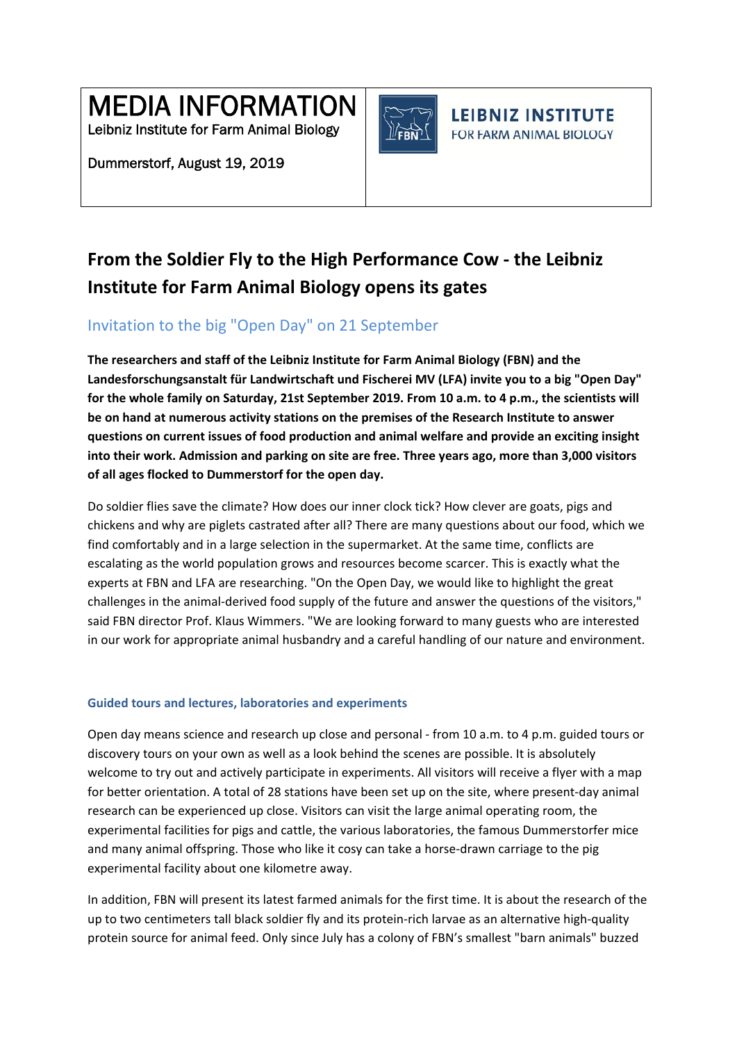# MEDIA INFORMATION

Leibniz Institute for Farm Animal Biology

Dummerstorf, August 19, 2019

LEIBNIZ INSTITUTE FOR FARM ANIMAL BIOLOGY

## From the Soldier Fly to the High Performance Cow - the Leibniz Institute for Farm Animal Biology opens its gates

### Invitation to the big "Open Day" on 21 September

**The researchers and staff of the Leibniz Institute for Farm Animal Biology (FBN) and the Landesforschungsanstalt für Landwirtschaft und Fischerei MV (LFA) invite you to a big "Open Day" for the whole family on Saturday, 21st September 2019. From 10 a.m. to 4 p.m., the scientists will be on hand at numerous activity stations on the premises of the Research Institute to answer questions on current issues of food production and animal welfare and provide an exciting insight into their work. Admission and parking on site are free. Three years ago, more than 3,000 visitors of all ages flocked to Dummerstorf for the open day.**

Do soldier flies save the climate? How does our inner clock tick? How clever are goats, pigs and chickens and why are piglets castrated after all? There are many questions about our food, which we find comfortably and in a large selection in the supermarket. At the same time, conflicts are escalating as the world population grows and resources become scarcer. This is exactly what the experts at FBN and LFA are researching. "On the Open Day, we would like to highlight the great challenges in the animal-derived food supply of the future and answer the questions of the visitors," said FBN director Prof. Klaus Wimmers. "We are looking forward to many guests who are interested in our work for appropriate animal husbandry and a careful handling of our nature and environment.

#### Guided tours and lectures, laboratories and experiments

Open day means science and research up close and personal - from 10 a.m. to 4 p.m. guided tours or discovery tours on your own as well as a look behind the scenes are possible. It is absolutely welcome to try out and actively participate in experiments. All visitors will receive a flyer with a map for better orientation. A total of 28 stations have been set up on the site, where present-day animal research can be experienced up close. Visitors can visit the large animal operating room, the experimental facilities for pigs and cattle, the various laboratories, the famous Dummerstorfer mice and many animal offspring. Those who like it cosy can take a horse-drawn carriage to the pig experimental facility about one kilometre away.

In addition, FBN will present its latest farmed animals for the first time. It is about the research of the up to two centimeters tall black soldier fly and its protein-rich larvae as an alternative high-quality protein source for animal feed. Only since July has a colony of FBN's smallest "barn animals" buzzed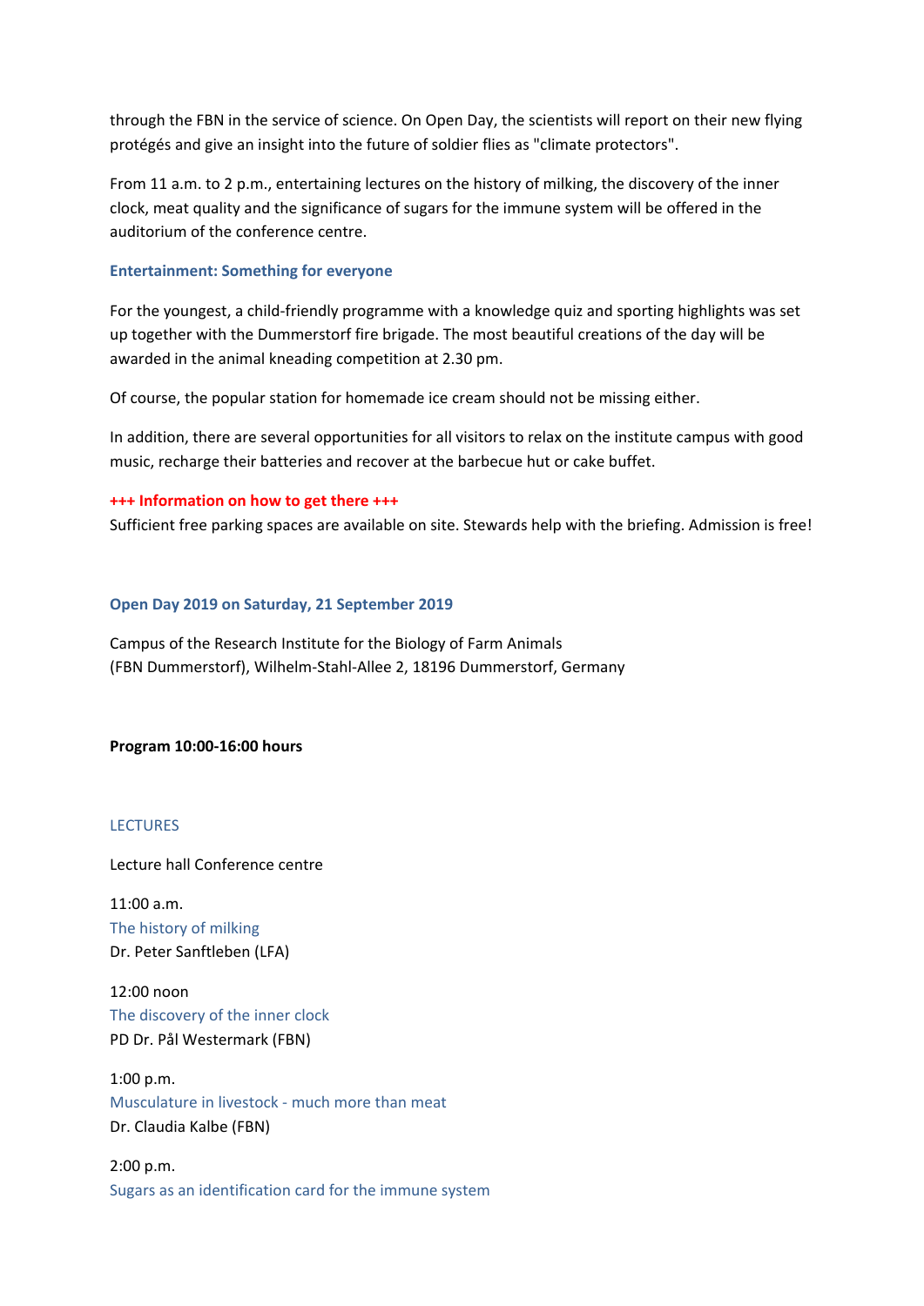through the FBN in the service of science. On Open Day, the scientists will report on their new flying protégés and give an insight into the future of soldier flies as "climate protectors".

From 11 a.m. to 2 p.m., entertaining lectures on the history of milking, the discovery of the inner clock, meat quality and the significance of sugars for the immune system will be offered in the auditorium of the conference centre.

### Entertainment: Something for everyone

For the youngest, a child-friendly programme with a knowledge quiz and sporting highlights was set up together with the Dummerstorf fire brigade. The most beautiful creations of the day will be awarded in the animal kneading competition at 2.30 pm.

Of course, the popular station for homemade ice cream should not be missing either.

In addition, there are several opportunities for all visitors to relax on the institute campus with good music, recharge their batteries and recover at the barbecue hut or cake buffet.

**+++ Information on how to get there +++**
Sufficient free parking spaces are available on site. Stewards help with the briefing. Admission is free!

### Open Day 2019 on Saturday, 21 September 2019

Campus of the Research Institute for the Biology of Farm Animals
(FBN Dummerstorf), Wilhelm-Stahl-Allee 2, 18196 Dummerstorf, Germany

**Program 10:00-16:00 hours**

#### LECTURES

Lecture hall Conference centre

11:00 a.m.
The history of milking
Dr. Peter Sanftleben (LFA)

12:00 noon
The discovery of the inner clock
PD Dr. Pål Westermark (FBN)

1:00 p.m.
Musculature in livestock - much more than meat
Dr. Claudia Kalbe (FBN)

2:00 p.m.
Sugars as an identification card for the immune system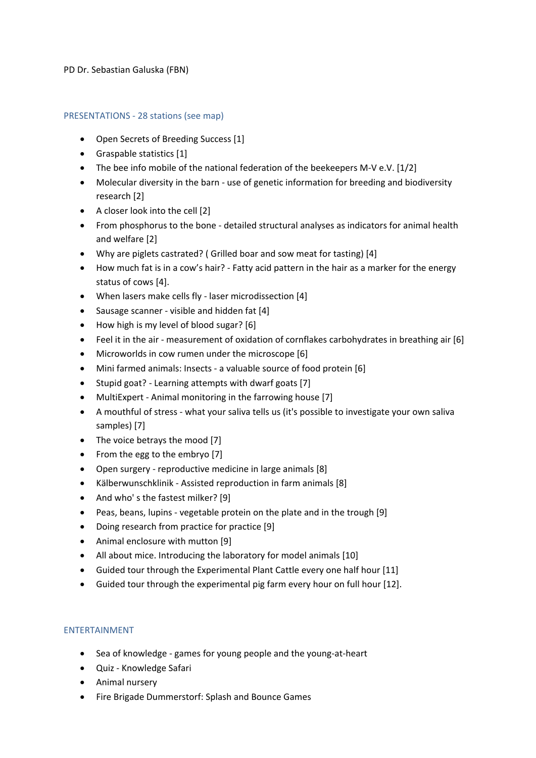PD Dr. Sebastian Galuska (FBN)

## PRESENTATIONS - 28 stations (see map)

- Open Secrets of Breeding Success [1]
- Graspable statistics [1]
- The bee info mobile of the national federation of the beekeepers M-V e.V. [1/2]
- Molecular diversity in the barn - use of genetic information for breeding and biodiversity research [2]
- A closer look into the cell [2]
- From phosphorus to the bone - detailed structural analyses as indicators for animal health and welfare [2]
- Why are piglets castrated? ( Grilled boar and sow meat for tasting) [4]
- How much fat is in a cow's hair? - Fatty acid pattern in the hair as a marker for the energy status of cows [4].
- When lasers make cells fly - laser microdissection [4]
- Sausage scanner - visible and hidden fat [4]
- How high is my level of blood sugar? [6]
- Feel it in the air - measurement of oxidation of cornflakes carbohydrates in breathing air [6]
- Microworlds in cow rumen under the microscope [6]
- Mini farmed animals: Insects - a valuable source of food protein [6]
- Stupid goat? - Learning attempts with dwarf goats [7]
- MultiExpert - Animal monitoring in the farrowing house [7]
- A mouthful of stress - what your saliva tells us (it's possible to investigate your own saliva samples) [7]
- The voice betrays the mood [7]
- From the egg to the embryo [7]
- Open surgery - reproductive medicine in large animals [8]
- Kälberwunschklinik - Assisted reproduction in farm animals [8]
- And who' s the fastest milker? [9]
- Peas, beans, lupins - vegetable protein on the plate and in the trough [9]
- Doing research from practice for practice [9]
- Animal enclosure with mutton [9]
- All about mice. Introducing the laboratory for model animals [10]
- Guided tour through the Experimental Plant Cattle every one half hour [11]
- Guided tour through the experimental pig farm every hour on full hour [12].

## ENTERTAINMENT

- Sea of knowledge - games for young people and the young-at-heart
- Quiz - Knowledge Safari
- Animal nursery
- Fire Brigade Dummerstorf: Splash and Bounce Games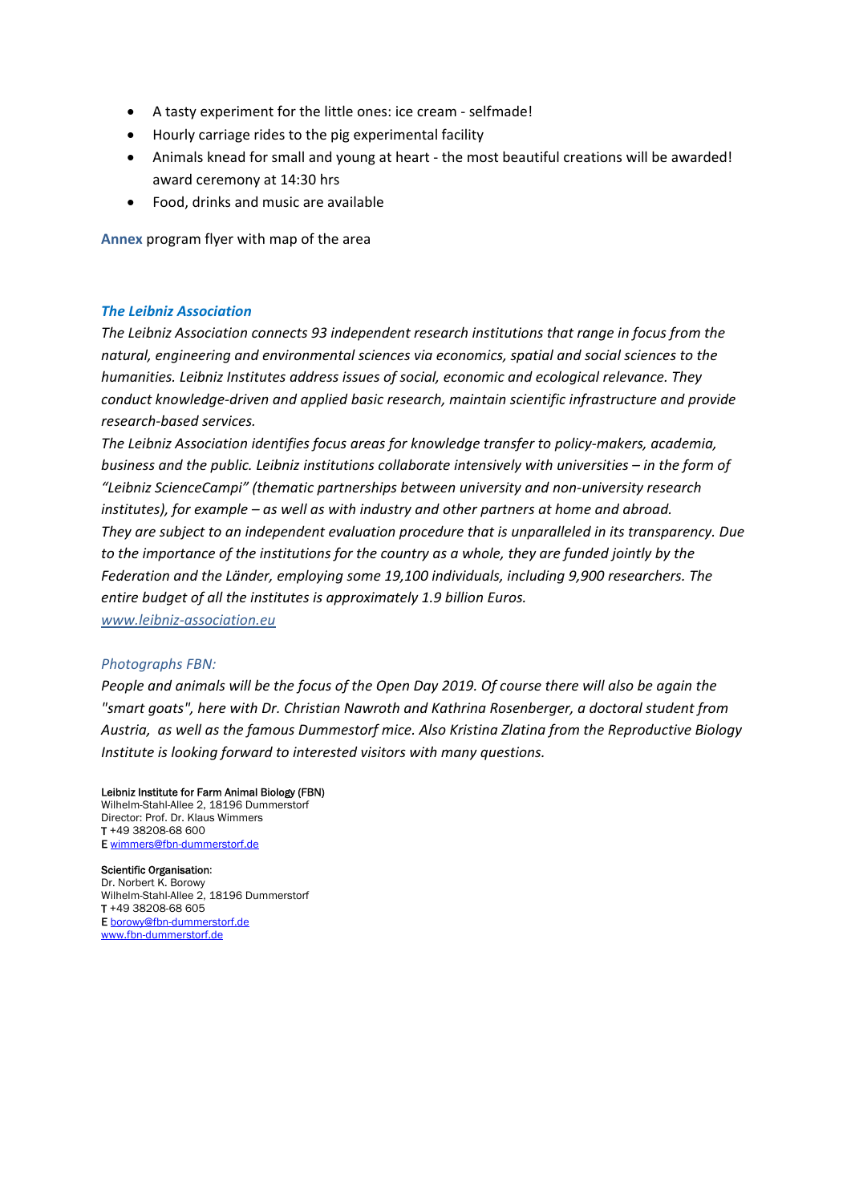- A tasty experiment for the little ones: ice cream - selfmade!
- Hourly carriage rides to the pig experimental facility
- Animals knead for small and young at heart - the most beautiful creations will be awarded! award ceremony at 14:30 hrs
- Food, drinks and music are available

**Annex** program flyer with map of the area

### *The Leibniz Association*

*The Leibniz Association connects 93 independent research institutions that range in focus from the natural, engineering and environmental sciences via economics, spatial and social sciences to the humanities. Leibniz Institutes address issues of social, economic and ecological relevance. They conduct knowledge-driven and applied basic research, maintain scientific infrastructure and provide research-based services.*

*The Leibniz Association identifies focus areas for knowledge transfer to policy-makers, academia, business and the public. Leibniz institutions collaborate intensively with universities – in the form of "Leibniz ScienceCampi" (thematic partnerships between university and non-university research institutes), for example – as well as with industry and other partners at home and abroad.*

*They are subject to an independent evaluation procedure that is unparalleled in its transparency. Due to the importance of the institutions for the country as a whole, they are funded jointly by the Federation and the Länder, employing some 19,100 individuals, including 9,900 researchers. The entire budget of all the institutes is approximately 1.9 billion Euros.*

*www.leibniz-association.eu*

*Photographs FBN:*

*People and animals will be the focus of the Open Day 2019. Of course there will also be again the "smart goats", here with Dr. Christian Nawroth and Kathrina Rosenberger, a doctoral student from Austria, as well as the famous Dummestorf mice. Also Kristina Zlatina from the Reproductive Biology Institute is looking forward to interested visitors with many questions.*

**Leibniz Institute for Farm Animal Biology (FBN)**
Wilhelm-Stahl-Allee 2, 18196 Dummerstorf
Director: Prof. Dr. Klaus Wimmers
**T** +49 38208-68 600
**E** wimmers@fbn-dummerstorf.de

**Scientific Organisation:**
Dr. Norbert K. Borowy
Wilhelm-Stahl-Allee 2, 18196 Dummerstorf
**T** +49 38208-68 605
**E** borowy@fbn-dummerstorf.de
www.fbn-dummerstorf.de